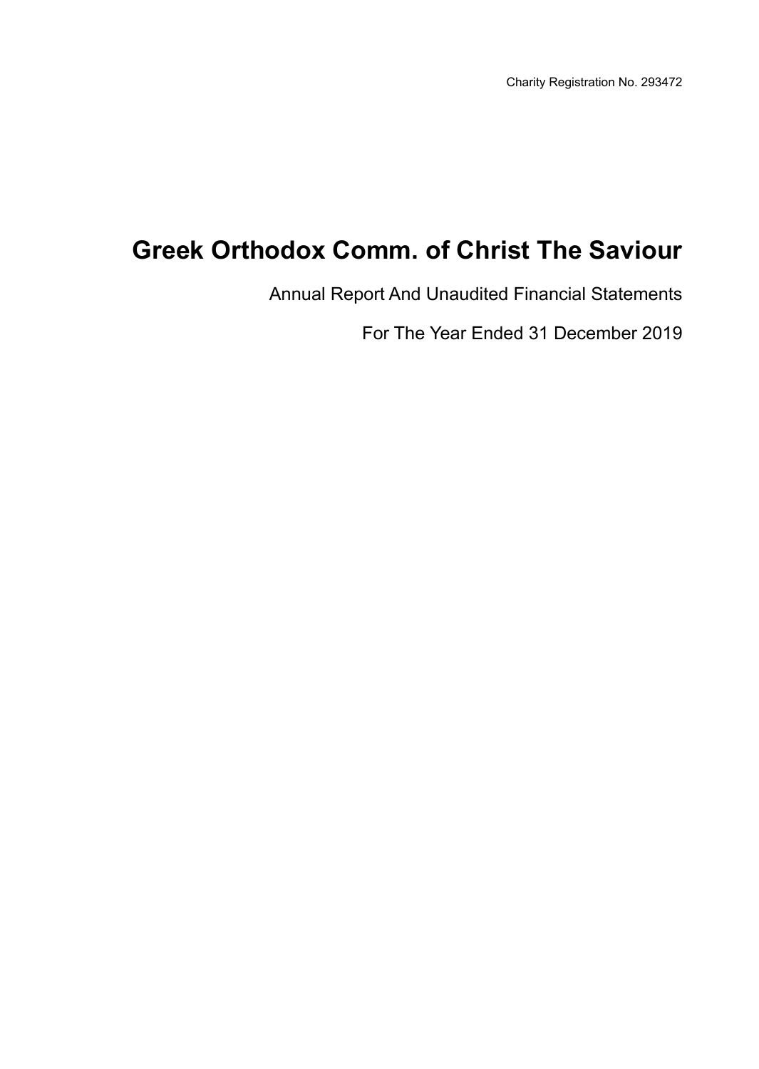Charity Registration No. 293472

# Greek Orthodox Comm. of Christ The Saviour

Annual Report And Unaudited Financial Statements

For The Year Ended 31 December 2019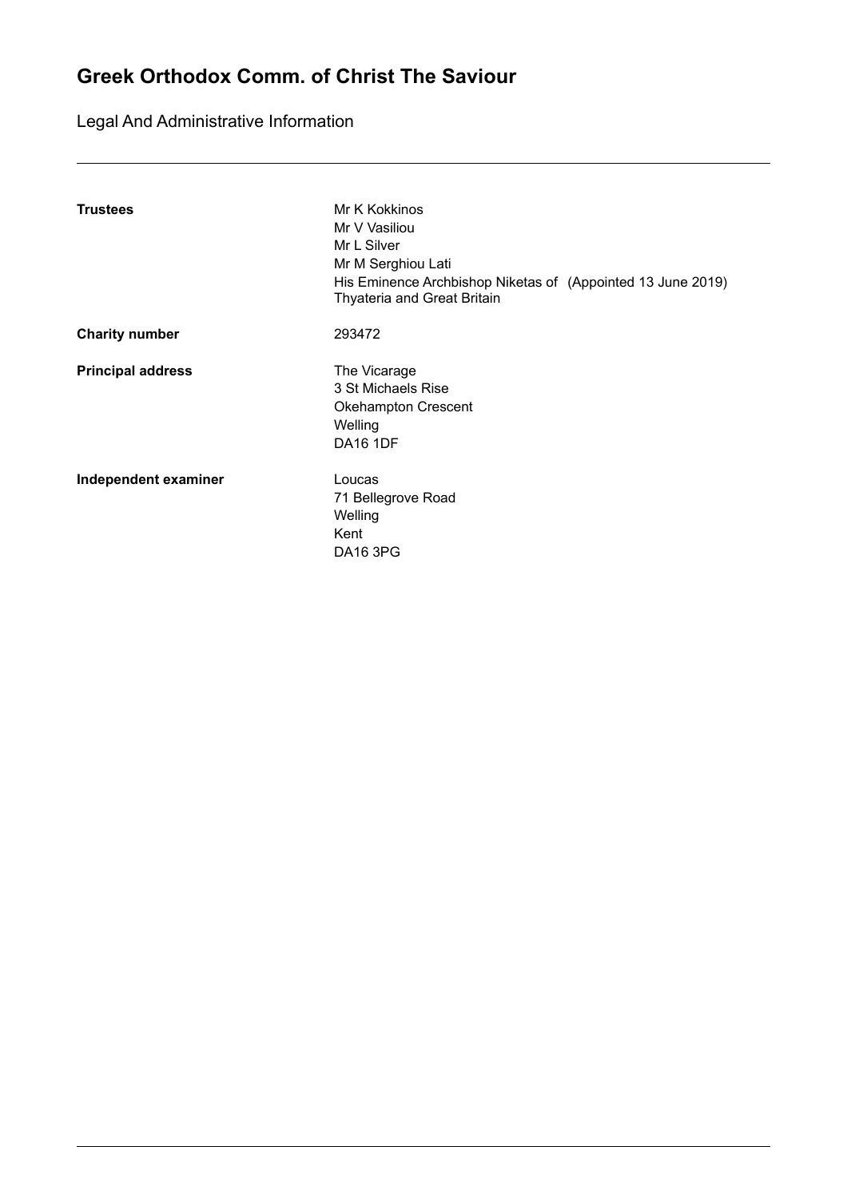# Greek Orthodox Comm. of Christ The Saviour

## Legal And Administrative Information

| | |
|---|---|
| **Trustees** | Mr K Kokkinos<br>Mr V Vasiliou<br>Mr L Silver<br>Mr M Serghiou Lati<br>His Eminence Archbishop Niketas of (Appointed 13 June 2019)<br>Thyateria and Great Britain |
| **Charity number** | 293472 |
| **Principal address** | The Vicarage<br>3 St Michaels Rise<br>Okehampton Crescent<br>Welling<br>DA16 1DF |
| **Independent examiner** | Loucas<br>71 Bellegrove Road<br>Welling<br>Kent<br>DA16 3PG |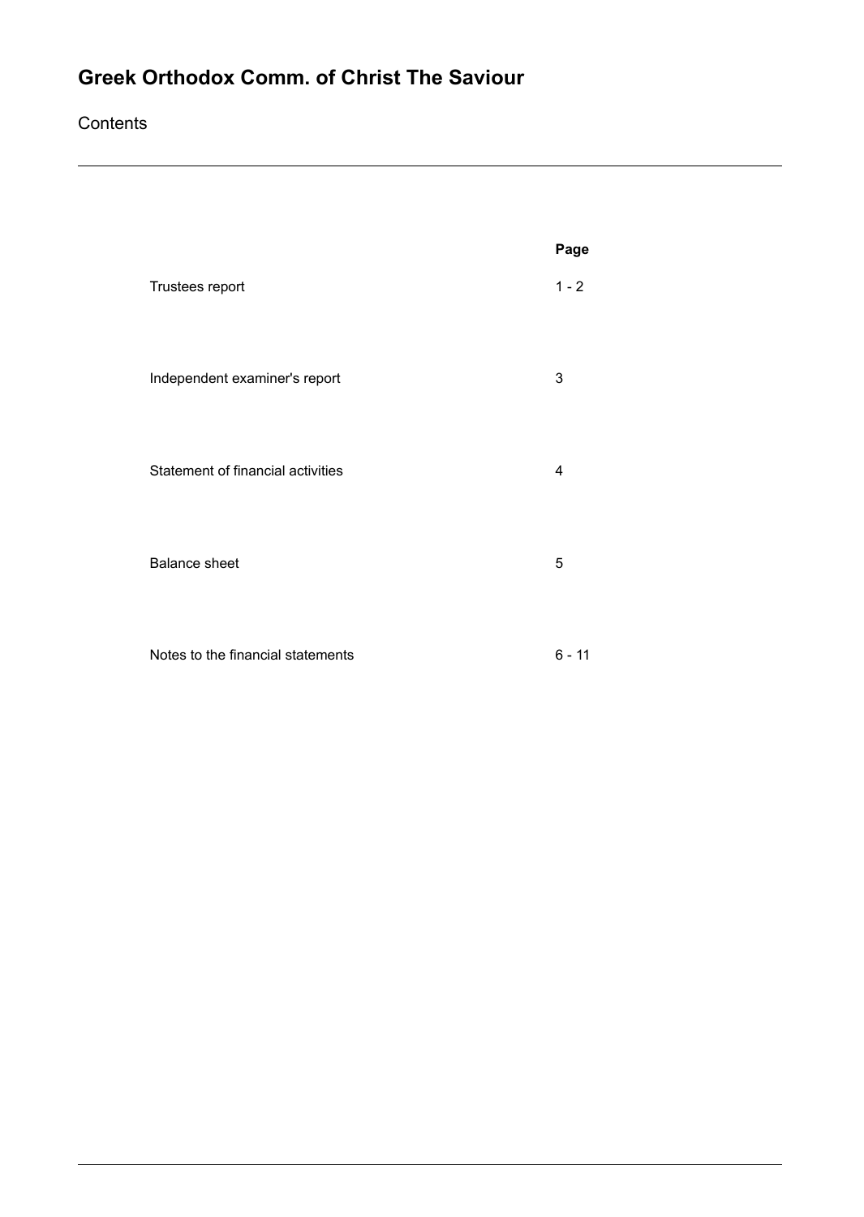# Greek Orthodox Comm. of Christ The Saviour

Contents

| | Page |
|---|---|
| Trustees report | 1 - 2 |
| Independent examiner's report | 3 |
| Statement of financial activities | 4 |
| Balance sheet | 5 |
| Notes to the financial statements | 6 - 11 |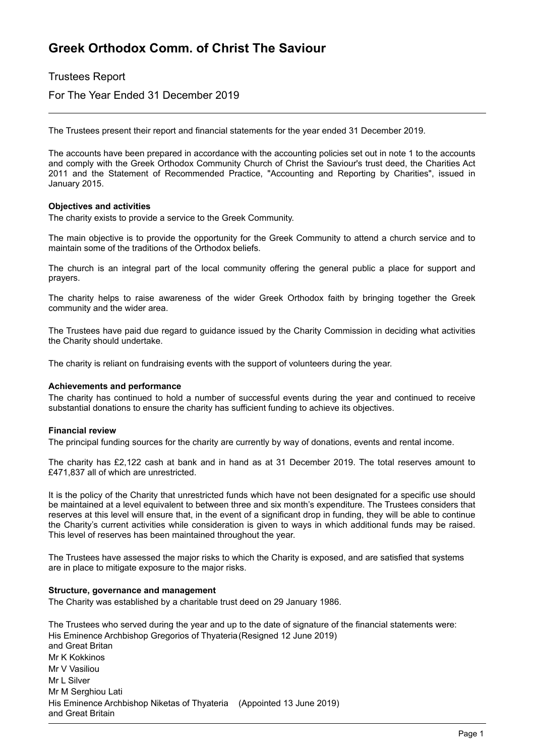# Greek Orthodox Comm. of Christ The Saviour

Trustees Report

For The Year Ended 31 December 2019

The Trustees present their report and financial statements for the year ended 31 December 2019.

The accounts have been prepared in accordance with the accounting policies set out in note 1 to the accounts and comply with the Greek Orthodox Community Church of Christ the Saviour's trust deed, the Charities Act 2011 and the Statement of Recommended Practice, "Accounting and Reporting by Charities", issued in January 2015.

**Objectives and activities**

The charity exists to provide a service to the Greek Community.

The main objective is to provide the opportunity for the Greek Community to attend a church service and to maintain some of the traditions of the Orthodox beliefs.

The church is an integral part of the local community offering the general public a place for support and prayers.

The charity helps to raise awareness of the wider Greek Orthodox faith by bringing together the Greek community and the wider area.

The Trustees have paid due regard to guidance issued by the Charity Commission in deciding what activities the Charity should undertake.

The charity is reliant on fundraising events with the support of volunteers during the year.

**Achievements and performance**

The charity has continued to hold a number of successful events during the year and continued to receive substantial donations to ensure the charity has sufficient funding to achieve its objectives.

**Financial review**

The principal funding sources for the charity are currently by way of donations, events and rental income.

The charity has £2,122 cash at bank and in hand as at 31 December 2019. The total reserves amount to £471,837 all of which are unrestricted.

It is the policy of the Charity that unrestricted funds which have not been designated for a specific use should be maintained at a level equivalent to between three and six month's expenditure. The Trustees considers that reserves at this level will ensure that, in the event of a significant drop in funding, they will be able to continue the Charity's current activities while consideration is given to ways in which additional funds may be raised. This level of reserves has been maintained throughout the year.

The Trustees have assessed the major risks to which the Charity is exposed, and are satisfied that systems are in place to mitigate exposure to the major risks.

**Structure, governance and management**

The Charity was established by a charitable trust deed on 29 January 1986.

The Trustees who served during the year and up to the date of signature of the financial statements were:

His Eminence Archbishop Gregorios of Thyateria and Great Britan (Resigned 12 June 2019)
Mr K Kokkinos
Mr V Vasiliou
Mr L Silver
Mr M Serghiou Lati
His Eminence Archbishop Niketas of Thyateria and Great Britain (Appointed 13 June 2019)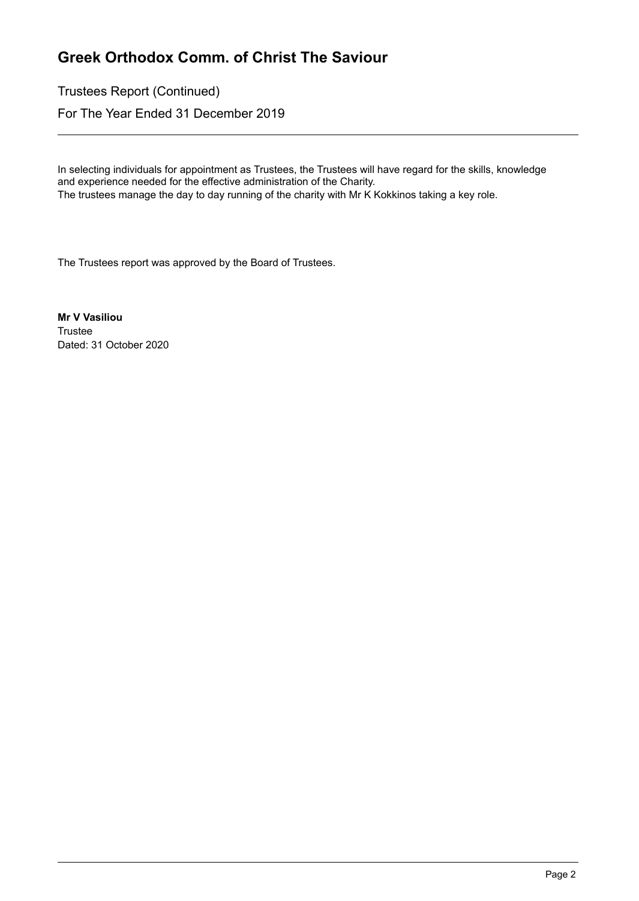# Greek Orthodox Comm. of Christ The Saviour

Trustees Report (Continued)

For The Year Ended 31 December 2019

In selecting individuals for appointment as Trustees, the Trustees will have regard for the skills, knowledge and experience needed for the effective administration of the Charity.
The trustees manage the day to day running of the charity with Mr K Kokkinos taking a key role.

The Trustees report was approved by the Board of Trustees.

**Mr V Vasiliou**
Trustee
Dated: 31 October 2020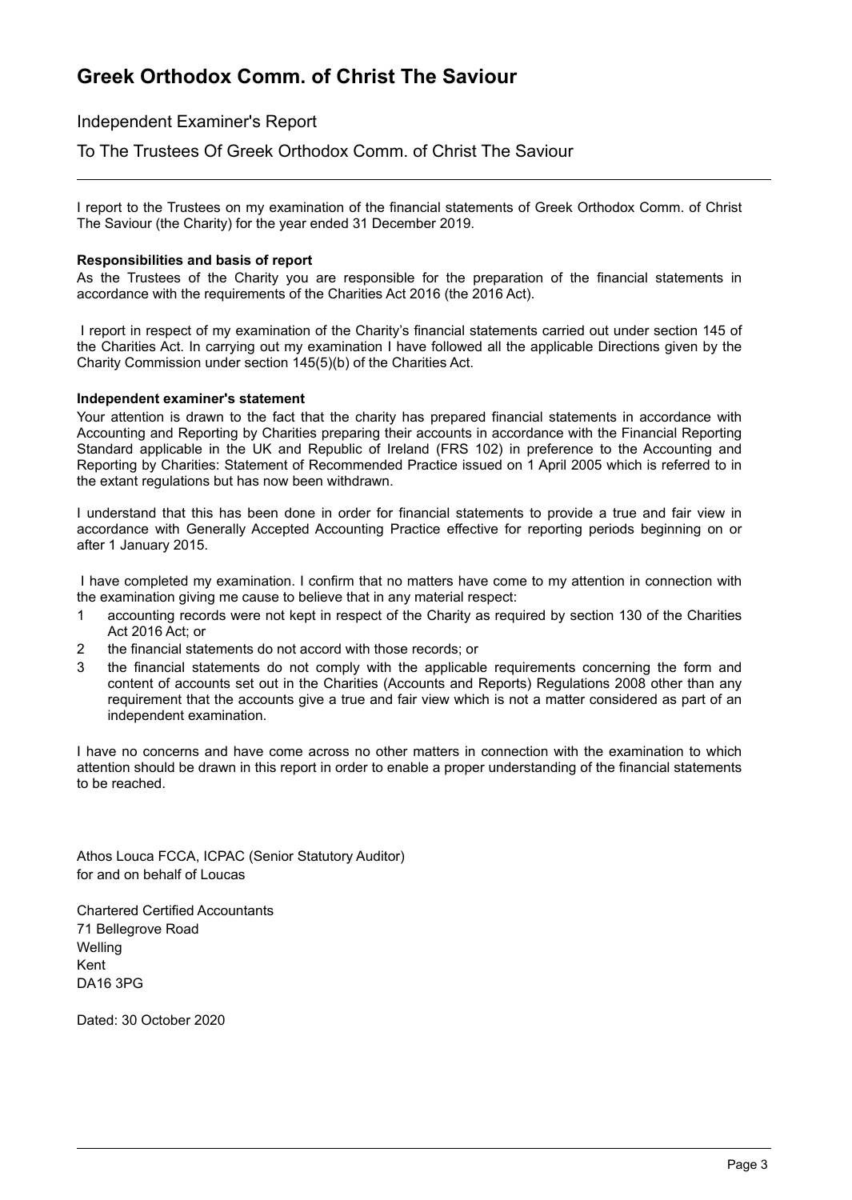# Greek Orthodox Comm. of Christ The Saviour

## Independent Examiner's Report

## To The Trustees Of Greek Orthodox Comm. of Christ The Saviour

I report to the Trustees on my examination of the financial statements of Greek Orthodox Comm. of Christ The Saviour (the Charity) for the year ended 31 December 2019.

**Responsibilities and basis of report**

As the Trustees of the Charity you are responsible for the preparation of the financial statements in accordance with the requirements of the Charities Act 2016 (the 2016 Act).

I report in respect of my examination of the Charity's financial statements carried out under section 145 of the Charities Act. In carrying out my examination I have followed all the applicable Directions given by the Charity Commission under section 145(5)(b) of the Charities Act.

**Independent examiner's statement**

Your attention is drawn to the fact that the charity has prepared financial statements in accordance with Accounting and Reporting by Charities preparing their accounts in accordance with the Financial Reporting Standard applicable in the UK and Republic of Ireland (FRS 102) in preference to the Accounting and Reporting by Charities: Statement of Recommended Practice issued on 1 April 2005 which is referred to in the extant regulations but has now been withdrawn.

I understand that this has been done in order for financial statements to provide a true and fair view in accordance with Generally Accepted Accounting Practice effective for reporting periods beginning on or after 1 January 2015.

I have completed my examination. I confirm that no matters have come to my attention in connection with the examination giving me cause to believe that in any material respect:

1. accounting records were not kept in respect of the Charity as required by section 130 of the Charities Act 2016 Act; or
2. the financial statements do not accord with those records; or
3. the financial statements do not comply with the applicable requirements concerning the form and content of accounts set out in the Charities (Accounts and Reports) Regulations 2008 other than any requirement that the accounts give a true and fair view which is not a matter considered as part of an independent examination.

I have no concerns and have come across no other matters in connection with the examination to which attention should be drawn in this report in order to enable a proper understanding of the financial statements to be reached.

Athos Louca FCCA, ICPAC (Senior Statutory Auditor)
for and on behalf of Loucas

Chartered Certified Accountants
71 Bellegrove Road
Welling
Kent
DA16 3PG

Dated: 30 October 2020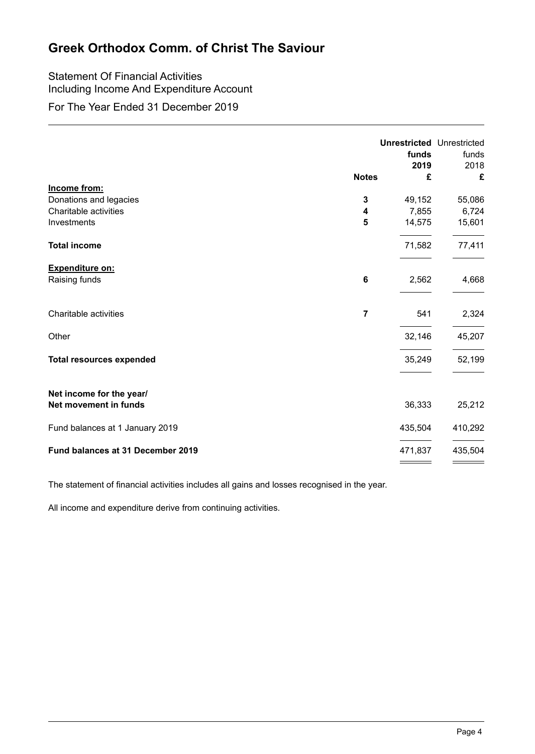# Greek Orthodox Comm. of Christ The Saviour

Statement Of Financial Activities
Including Income And Expenditure Account

For The Year Ended 31 December 2019

| | Notes | **Unrestricted funds 2019 £** | Unrestricted funds 2018 £ |
|---|---|---|---|
| **Income from:** | | | |
| Donations and legacies | **3** | 49,152 | 55,086 |
| Charitable activities | **4** | 7,855 | 6,724 |
| Investments | **5** | 14,575 | 15,601 |
| **Total income** | | 71,582 | 77,411 |
| **Expenditure on:** | | | |
| Raising funds | **6** | 2,562 | 4,668 |
| Charitable activities | **7** | 541 | 2,324 |
| Other | | 32,146 | 45,207 |
| **Total resources expended** | | 35,249 | 52,199 |
| **Net income for the year/ Net movement in funds** | | 36,333 | 25,212 |
| Fund balances at 1 January 2019 | | 435,504 | 410,292 |
| **Fund balances at 31 December 2019** | | 471,837 | 435,504 |

The statement of financial activities includes all gains and losses recognised in the year.

All income and expenditure derive from continuing activities.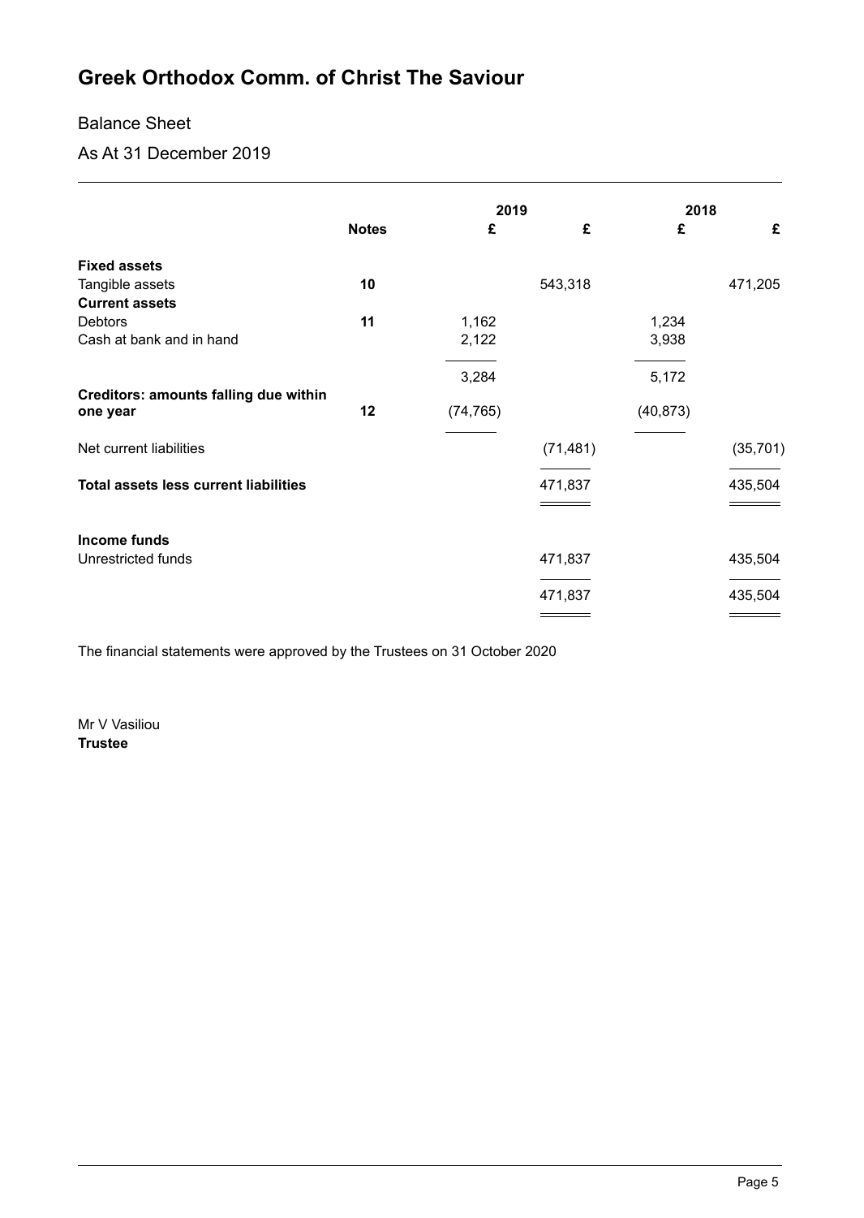# Greek Orthodox Comm. of Christ The Saviour

## Balance Sheet

## As At 31 December 2019

| | Notes | 2019 £ | 2019 £ | 2018 £ | 2018 £ |
|---|---|---|---|---|---|
| **Fixed assets** | | | | | |
| Tangible assets | **10** | | 543,318 | | 471,205 |
| **Current assets** | | | | | |
| Debtors | **11** | 1,162 | | 1,234 | |
| Cash at bank and in hand | | 2,122 | | 3,938 | |
| | | 3,284 | | 5,172 | |
| **Creditors: amounts falling due within one year** | **12** | (74,765) | | (40,873) | |
| Net current liabilities | | | (71,481) | | (35,701) |
| **Total assets less current liabilities** | | | 471,837 | | 435,504 |
| **Income funds** | | | | | |
| Unrestricted funds | | | 471,837 | | 435,504 |
| | | | 471,837 | | 435,504 |

The financial statements were approved by the Trustees on 31 October 2020

Mr V Vasiliou
**Trustee**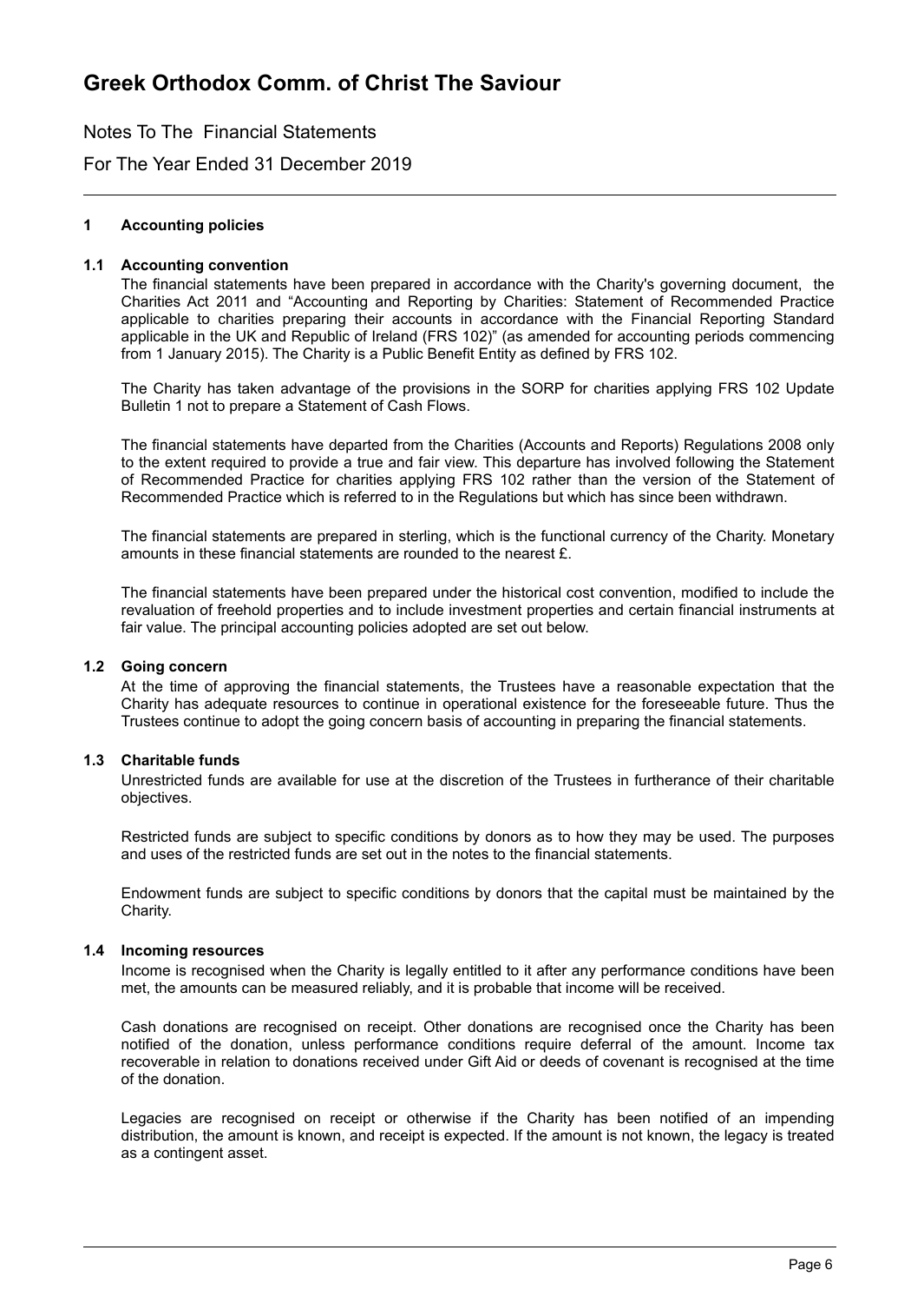# Greek Orthodox Comm. of Christ The Saviour

Notes To The Financial Statements

For The Year Ended 31 December 2019

## 1 Accounting policies

### 1.1 Accounting convention

The financial statements have been prepared in accordance with the Charity's governing document, the Charities Act 2011 and "Accounting and Reporting by Charities: Statement of Recommended Practice applicable to charities preparing their accounts in accordance with the Financial Reporting Standard applicable in the UK and Republic of Ireland (FRS 102)" (as amended for accounting periods commencing from 1 January 2015). The Charity is a Public Benefit Entity as defined by FRS 102.

The Charity has taken advantage of the provisions in the SORP for charities applying FRS 102 Update Bulletin 1 not to prepare a Statement of Cash Flows.

The financial statements have departed from the Charities (Accounts and Reports) Regulations 2008 only to the extent required to provide a true and fair view. This departure has involved following the Statement of Recommended Practice for charities applying FRS 102 rather than the version of the Statement of Recommended Practice which is referred to in the Regulations but which has since been withdrawn.

The financial statements are prepared in sterling, which is the functional currency of the Charity. Monetary amounts in these financial statements are rounded to the nearest £.

The financial statements have been prepared under the historical cost convention, modified to include the revaluation of freehold properties and to include investment properties and certain financial instruments at fair value. The principal accounting policies adopted are set out below.

### 1.2 Going concern

At the time of approving the financial statements, the Trustees have a reasonable expectation that the Charity has adequate resources to continue in operational existence for the foreseeable future. Thus the Trustees continue to adopt the going concern basis of accounting in preparing the financial statements.

### 1.3 Charitable funds

Unrestricted funds are available for use at the discretion of the Trustees in furtherance of their charitable objectives.

Restricted funds are subject to specific conditions by donors as to how they may be used. The purposes and uses of the restricted funds are set out in the notes to the financial statements.

Endowment funds are subject to specific conditions by donors that the capital must be maintained by the Charity.

### 1.4 Incoming resources

Income is recognised when the Charity is legally entitled to it after any performance conditions have been met, the amounts can be measured reliably, and it is probable that income will be received.

Cash donations are recognised on receipt. Other donations are recognised once the Charity has been notified of the donation, unless performance conditions require deferral of the amount. Income tax recoverable in relation to donations received under Gift Aid or deeds of covenant is recognised at the time of the donation.

Legacies are recognised on receipt or otherwise if the Charity has been notified of an impending distribution, the amount is known, and receipt is expected. If the amount is not known, the legacy is treated as a contingent asset.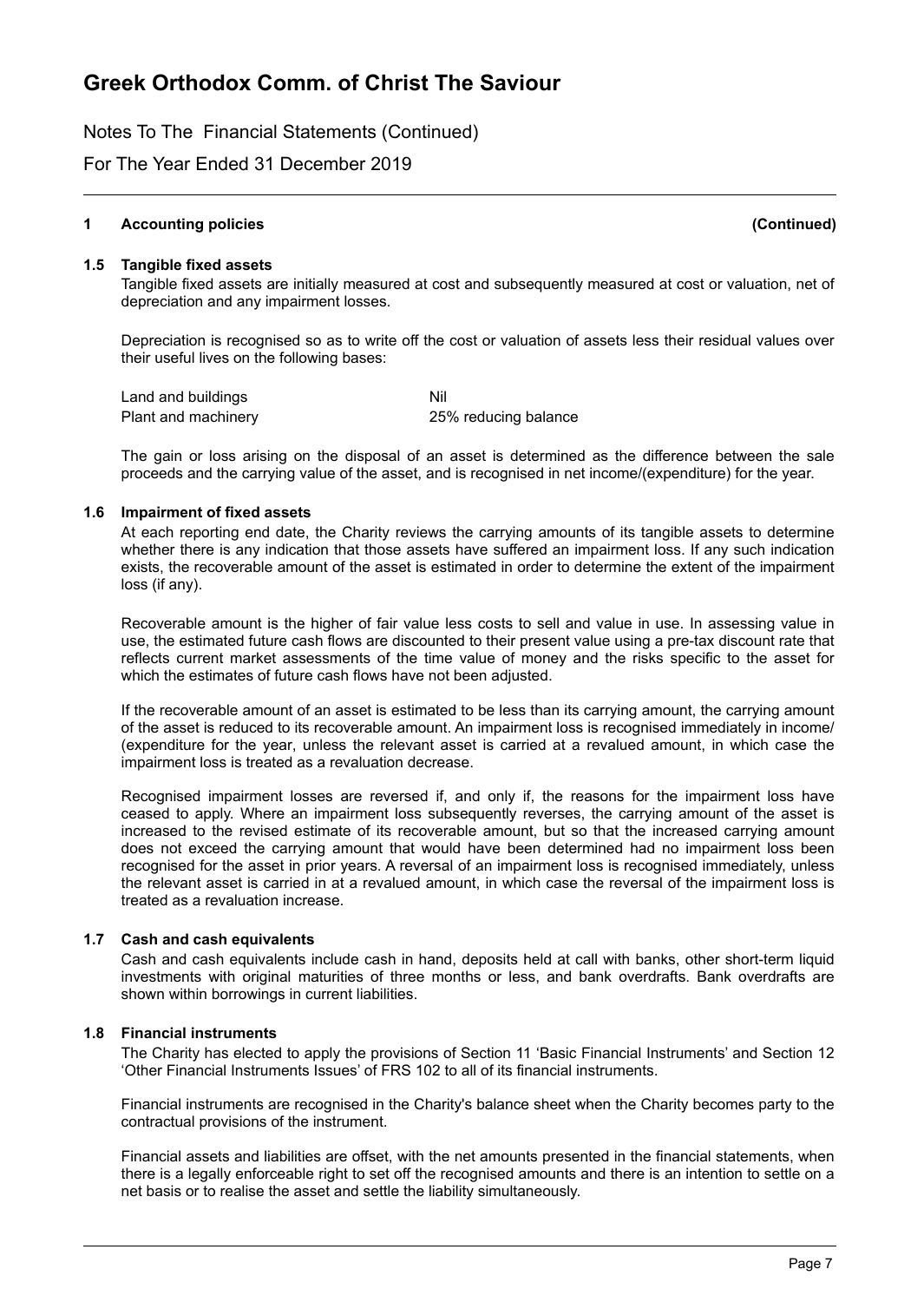# Greek Orthodox Comm. of Christ The Saviour

Notes To The Financial Statements (Continued)

For The Year Ended 31 December 2019

## 1 Accounting policies (Continued)

### 1.5 Tangible fixed assets

Tangible fixed assets are initially measured at cost and subsequently measured at cost or valuation, net of depreciation and any impairment losses.

Depreciation is recognised so as to write off the cost or valuation of assets less their residual values over their useful lives on the following bases:

| | |
|---|---|
| Land and buildings | Nil |
| Plant and machinery | 25% reducing balance |

The gain or loss arising on the disposal of an asset is determined as the difference between the sale proceeds and the carrying value of the asset, and is recognised in net income/(expenditure) for the year.

### 1.6 Impairment of fixed assets

At each reporting end date, the Charity reviews the carrying amounts of its tangible assets to determine whether there is any indication that those assets have suffered an impairment loss. If any such indication exists, the recoverable amount of the asset is estimated in order to determine the extent of the impairment loss (if any).

Recoverable amount is the higher of fair value less costs to sell and value in use. In assessing value in use, the estimated future cash flows are discounted to their present value using a pre-tax discount rate that reflects current market assessments of the time value of money and the risks specific to the asset for which the estimates of future cash flows have not been adjusted.

If the recoverable amount of an asset is estimated to be less than its carrying amount, the carrying amount of the asset is reduced to its recoverable amount. An impairment loss is recognised immediately in income/ (expenditure for the year, unless the relevant asset is carried at a revalued amount, in which case the impairment loss is treated as a revaluation decrease.

Recognised impairment losses are reversed if, and only if, the reasons for the impairment loss have ceased to apply. Where an impairment loss subsequently reverses, the carrying amount of the asset is increased to the revised estimate of its recoverable amount, but so that the increased carrying amount does not exceed the carrying amount that would have been determined had no impairment loss been recognised for the asset in prior years. A reversal of an impairment loss is recognised immediately, unless the relevant asset is carried in at a revalued amount, in which case the reversal of the impairment loss is treated as a revaluation increase.

### 1.7 Cash and cash equivalents

Cash and cash equivalents include cash in hand, deposits held at call with banks, other short-term liquid investments with original maturities of three months or less, and bank overdrafts. Bank overdrafts are shown within borrowings in current liabilities.

### 1.8 Financial instruments

The Charity has elected to apply the provisions of Section 11 'Basic Financial Instruments' and Section 12 'Other Financial Instruments Issues' of FRS 102 to all of its financial instruments.

Financial instruments are recognised in the Charity's balance sheet when the Charity becomes party to the contractual provisions of the instrument.

Financial assets and liabilities are offset, with the net amounts presented in the financial statements, when there is a legally enforceable right to set off the recognised amounts and there is an intention to settle on a net basis or to realise the asset and settle the liability simultaneously.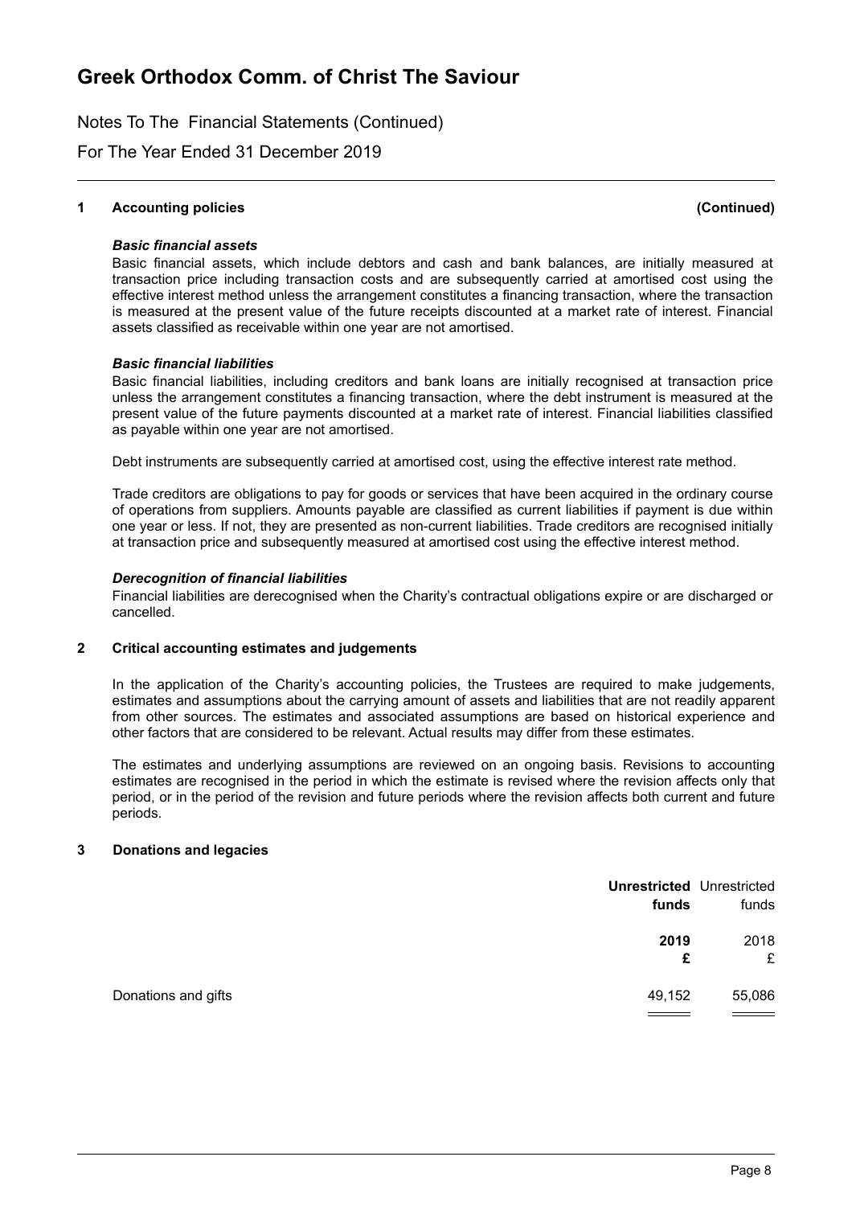# Greek Orthodox Comm. of Christ The Saviour

Notes To The Financial Statements (Continued)

For The Year Ended 31 December 2019

## 1 Accounting policies (Continued)

***Basic financial assets***

Basic financial assets, which include debtors and cash and bank balances, are initially measured at transaction price including transaction costs and are subsequently carried at amortised cost using the effective interest method unless the arrangement constitutes a financing transaction, where the transaction is measured at the present value of the future receipts discounted at a market rate of interest. Financial assets classified as receivable within one year are not amortised.

***Basic financial liabilities***

Basic financial liabilities, including creditors and bank loans are initially recognised at transaction price unless the arrangement constitutes a financing transaction, where the debt instrument is measured at the present value of the future payments discounted at a market rate of interest. Financial liabilities classified as payable within one year are not amortised.

Debt instruments are subsequently carried at amortised cost, using the effective interest rate method.

Trade creditors are obligations to pay for goods or services that have been acquired in the ordinary course of operations from suppliers. Amounts payable are classified as current liabilities if payment is due within one year or less. If not, they are presented as non-current liabilities. Trade creditors are recognised initially at transaction price and subsequently measured at amortised cost using the effective interest method.

***Derecognition of financial liabilities***

Financial liabilities are derecognised when the Charity's contractual obligations expire or are discharged or cancelled.

## 2 Critical accounting estimates and judgements

In the application of the Charity's accounting policies, the Trustees are required to make judgements, estimates and assumptions about the carrying amount of assets and liabilities that are not readily apparent from other sources. The estimates and associated assumptions are based on historical experience and other factors that are considered to be relevant. Actual results may differ from these estimates.

The estimates and underlying assumptions are reviewed on an ongoing basis. Revisions to accounting estimates are recognised in the period in which the estimate is revised where the revision affects only that period, or in the period of the revision and future periods where the revision affects both current and future periods.

## 3 Donations and legacies

| | **Unrestricted funds** | Unrestricted funds |
|---|---|---|
| | **2019** | 2018 |
| | **£** | £ |
| Donations and gifts | 49,152 | 55,086 |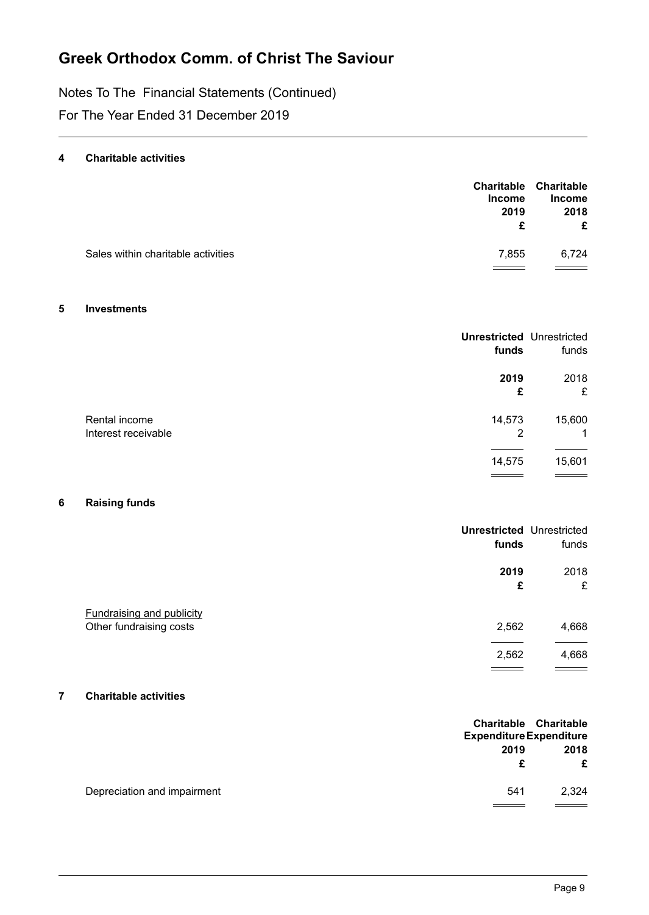# Greek Orthodox Comm. of Christ The Saviour

Notes To The Financial Statements (Continued)

For The Year Ended 31 December 2019

## 4 Charitable activities

| | Charitable Income 2019 £ | Charitable Income 2018 £ |
|---|---|---|
| Sales within charitable activities | 7,855 | 6,724 |

## 5 Investments

| | Unrestricted funds 2019 £ | Unrestricted funds 2018 £ |
|---|---|---|
| Rental income | 14,573 | 15,600 |
| Interest receivable | 2 | 1 |
| | 14,575 | 15,601 |

## 6 Raising funds

| | Unrestricted funds 2019 £ | Unrestricted funds 2018 £ |
|---|---|---|
| <u>Fundraising and publicity</u> | | |
| Other fundraising costs | 2,562 | 4,668 |
| | 2,562 | 4,668 |

## 7 Charitable activities

| | Charitable Expenditure 2019 £ | Charitable Expenditure 2018 £ |
|---|---|---|
| Depreciation and impairment | 541 | 2,324 |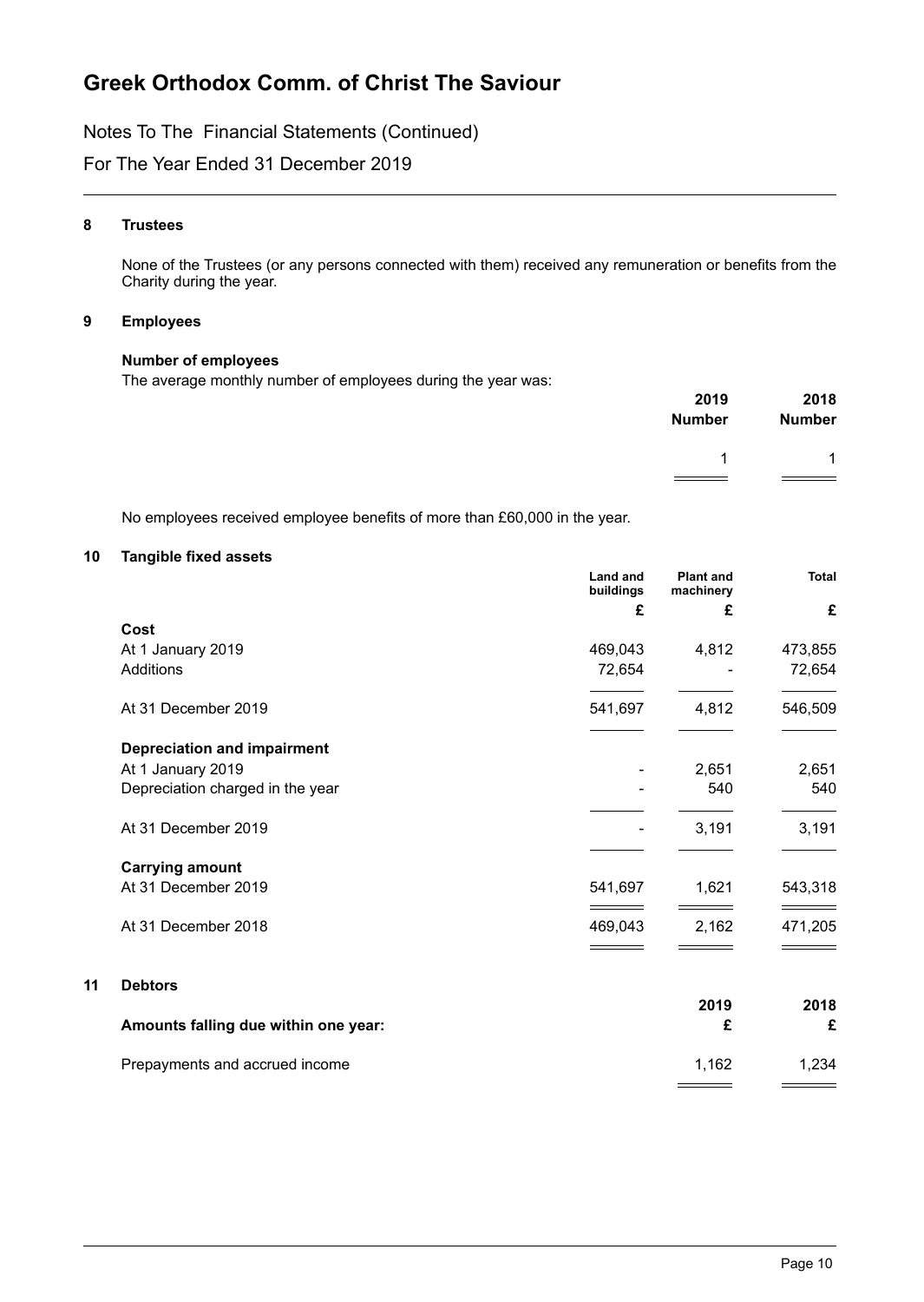# Greek Orthodox Comm. of Christ The Saviour

Notes To The Financial Statements (Continued)

For The Year Ended 31 December 2019

## 8 Trustees

None of the Trustees (or any persons connected with them) received any remuneration or benefits from the Charity during the year.

## 9 Employees

**Number of employees**

The average monthly number of employees during the year was:

| | 2019 Number | 2018 Number |
|---|---|---|
| | 1 | 1 |

No employees received employee benefits of more than £60,000 in the year.

## 10 Tangible fixed assets

| | Land and buildings | Plant and machinery | Total |
|---|---|---|---|
| | £ | £ | £ |
| **Cost** | | | |
| At 1 January 2019 | 469,043 | 4,812 | 473,855 |
| Additions | 72,654 | - | 72,654 |
| At 31 December 2019 | 541,697 | 4,812 | 546,509 |
| **Depreciation and impairment** | | | |
| At 1 January 2019 | - | 2,651 | 2,651 |
| Depreciation charged in the year | - | 540 | 540 |
| At 31 December 2019 | - | 3,191 | 3,191 |
| **Carrying amount** | | | |
| At 31 December 2019 | 541,697 | 1,621 | 543,318 |
| At 31 December 2018 | 469,043 | 2,162 | 471,205 |

## 11 Debtors

| Amounts falling due within one year: | 2019 £ | 2018 £ |
|---|---|---|
| Prepayments and accrued income | 1,162 | 1,234 |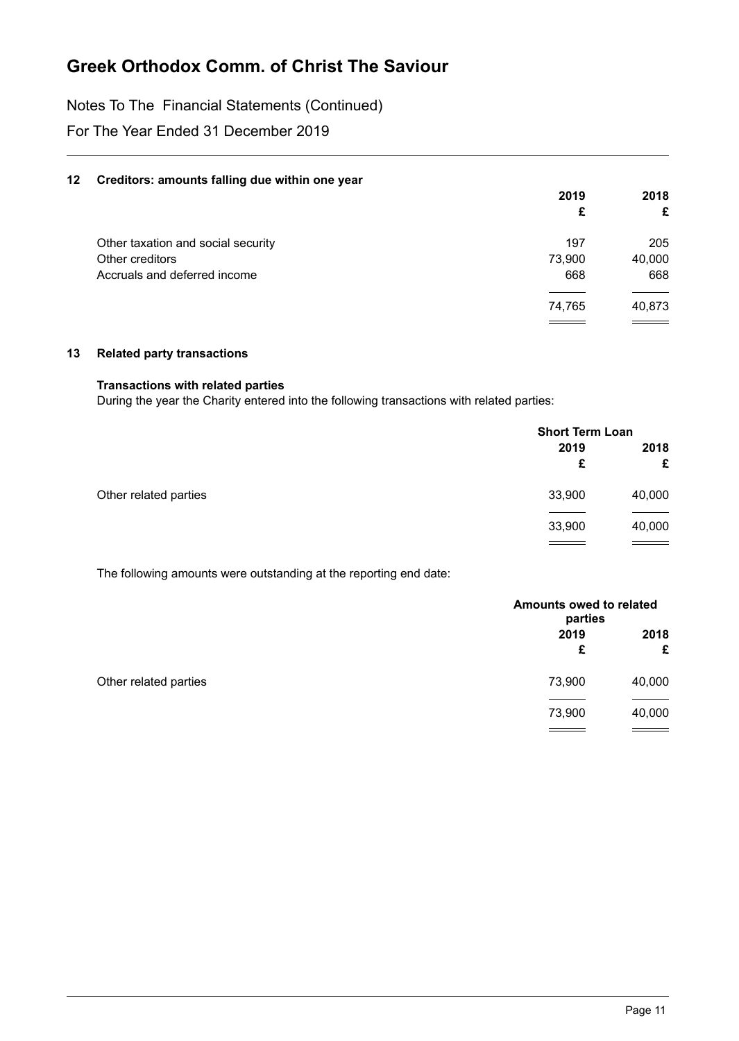# Greek Orthodox Comm. of Christ The Saviour

Notes To The Financial Statements (Continued)

For The Year Ended 31 December 2019

## 12 Creditors: amounts falling due within one year

| | 2019 | 2018 |
|---|---|---|
| | £ | £ |
| Other taxation and social security | 197 | 205 |
| Other creditors | 73,900 | 40,000 |
| Accruals and deferred income | 668 | 668 |
| | 74,765 | 40,873 |

## 13 Related party transactions

**Transactions with related parties**

During the year the Charity entered into the following transactions with related parties:

| | Short Term Loan | |
|---|---|---|
| | 2019 | 2018 |
| | £ | £ |
| Other related parties | 33,900 | 40,000 |
| | 33,900 | 40,000 |

The following amounts were outstanding at the reporting end date:

| | Amounts owed to related parties | |
|---|---|---|
| | 2019 | 2018 |
| | £ | £ |
| Other related parties | 73,900 | 40,000 |
| | 73,900 | 40,000 |